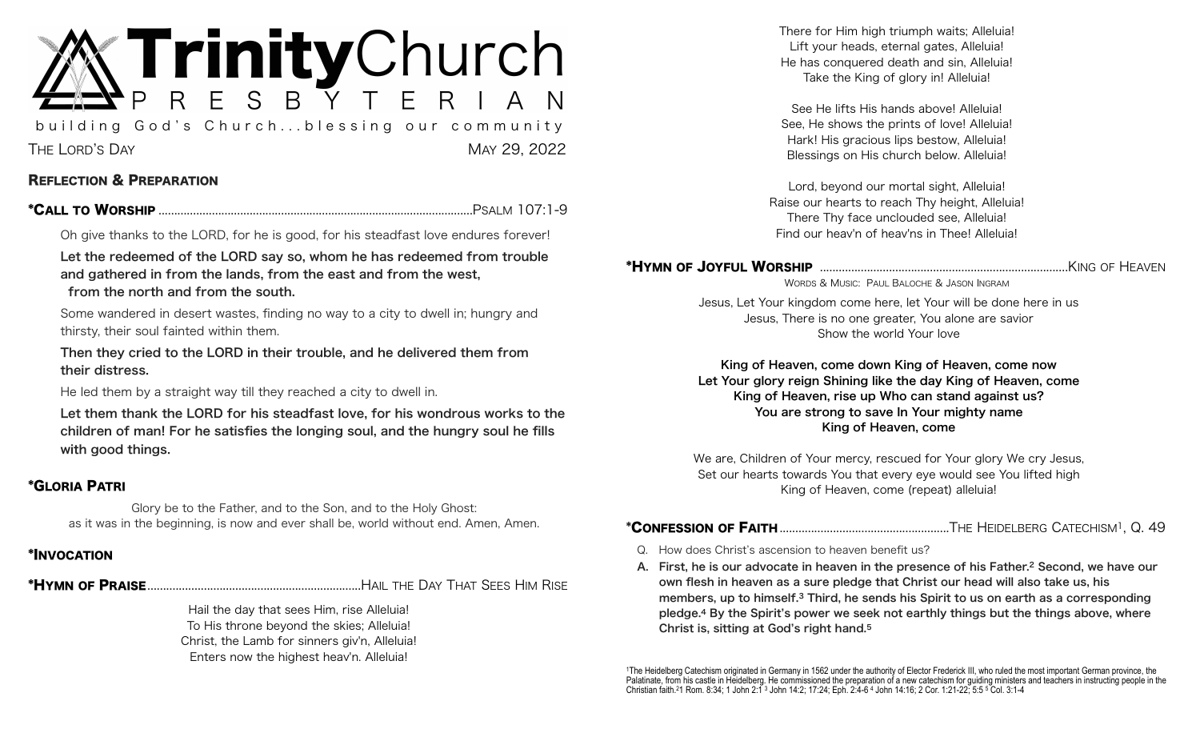# Trinity Church PRESBYTERIAN

building God's Church...blessing our community

THE LORD'S DAY MAY 29, 2022

## REFLECTION & PREPARATION

**\*CALL TO WORSHIP** .......... PSALM 107:1-9

Oh give thanks to the LORD, for he is good, for his steadfast love endures forever!

**Let the redeemed of the LORD say so, whom he has redeemed from trouble and gathered in from the lands, from the east and from the west, from the north and from the south.**

Some wandered in desert wastes, finding no way to a city to dwell in; hungry and thirsty, their soul fainted within them.

**Then they cried to the LORD in their trouble, and he delivered them from their distress.**

He led them by a straight way till they reached a city to dwell in.

**Let them thank the LORD for his steadfast love, for his wondrous works to the children of man! For he satisfies the longing soul, and the hungry soul he fills with good things.**

**\*GLORIA PATRI**

Glory be to the Father, and to the Son, and to the Holy Ghost:
as it was in the beginning, is now and ever shall be, world without end. Amen, Amen.

**\*INVOCATION**

**\*HYMN OF PRAISE** .......... HAIL THE DAY THAT SEES HIM RISE

Hail the day that sees Him, rise Alleluia!
To His throne beyond the skies; Alleluia!
Christ, the Lamb for sinners giv'n, Alleluia!
Enters now the highest heav'n. Alleluia!

There for Him high triumph waits; Alleluia!
Lift your heads, eternal gates, Alleluia!
He has conquered death and sin, Alleluia!
Take the King of glory in! Alleluia!

See He lifts His hands above! Alleluia!
See, He shows the prints of love! Alleluia!
Hark! His gracious lips bestow, Alleluia!
Blessings on His church below. Alleluia!

Lord, beyond our mortal sight, Alleluia!
Raise our hearts to reach Thy height, Alleluia!
There Thy face unclouded see, Alleluia!
Find our heav'n of heav'ns in Thee! Alleluia!

**\*HYMN OF JOYFUL WORSHIP** .......... KING OF HEAVEN

WORDS & MUSIC: PAUL BALOCHE & JASON INGRAM

Jesus, Let Your kingdom come here, let Your will be done here in us
Jesus, There is no one greater, You alone are savior
Show the world Your love

**King of Heaven, come down King of Heaven, come now**
**Let Your glory reign Shining like the day King of Heaven, come**
**King of Heaven, rise up Who can stand against us?**
**You are strong to save In Your mighty name**
**King of Heaven, come**

We are, Children of Your mercy, rescued for Your glory We cry Jesus,
Set our hearts towards You that every eye would see You lifted high
King of Heaven, come (repeat) alleluia!

**\*CONFESSION OF FAITH** .......... THE HEIDELBERG CATECHISM[1], Q. 49

Q. How does Christ's ascension to heaven benefit us?

**A. First, he is our advocate in heaven in the presence of his Father.[2] Second, we have our own flesh in heaven as a sure pledge that Christ our head will also take us, his members, up to himself.[3] Third, he sends his Spirit to us on earth as a corresponding pledge.[4] By the Spirit's power we seek not earthly things but the things above, where Christ is, sitting at God's right hand.[5]**

[1]The Heidelberg Catechism originated in Germany in 1562 under the authority of Elector Frederick III, who ruled the most important German province, the Palatinate, from his castle in Heidelberg. He commissioned the preparation of a new catechism for guiding ministers and teachers in instructing people in the Christian faith.[2]1 Rom. 8:34; 1 John 2:1 [3] John 14:2; 17:24; Eph. 2:4-6 [4] John 14:16; 2 Cor. 1:21-22; 5:5 [5] Col. 3:1-4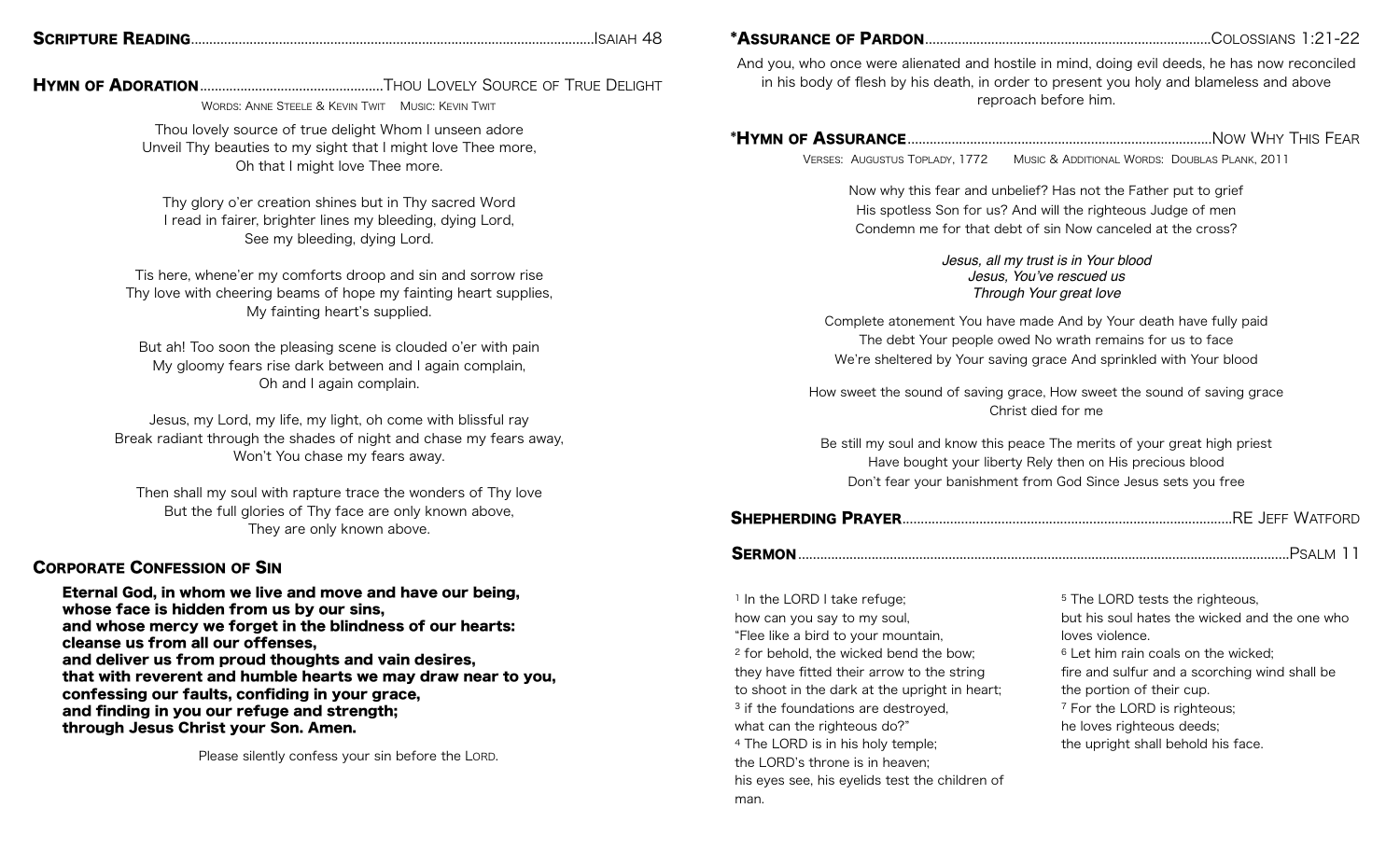**SCRIPTURE READING**............................................................................................................ISAIAH 48

**HYMN OF ADORATION**..................................................THOU LOVELY SOURCE OF TRUE DELIGHT

WORDS: ANNE STEELE & KEVIN TWIT   MUSIC: KEVIN TWIT

Thou lovely source of true delight Whom I unseen adore
Unveil Thy beauties to my sight that I might love Thee more,
Oh that I might love Thee more.

Thy glory o'er creation shines but in Thy sacred Word
I read in fairer, brighter lines my bleeding, dying Lord,
See my bleeding, dying Lord.

Tis here, whene'er my comforts droop and sin and sorrow rise
Thy love with cheering beams of hope my fainting heart supplies,
My fainting heart's supplied.

But ah! Too soon the pleasing scene is clouded o'er with pain
My gloomy fears rise dark between and I again complain,
Oh and I again complain.

Jesus, my Lord, my life, my light, oh come with blissful ray
Break radiant through the shades of night and chase my fears away,
Won't You chase my fears away.

Then shall my soul with rapture trace the wonders of Thy love
But the full glories of Thy face are only known above,
They are only known above.

## CORPORATE CONFESSION OF SIN

**Eternal God, in whom we live and move and have our being,**
**whose face is hidden from us by our sins,**
**and whose mercy we forget in the blindness of our hearts:**
**cleanse us from all our offenses,**
**and deliver us from proud thoughts and vain desires,**
**that with reverent and humble hearts we may draw near to you,**
**confessing our faults, confiding in your grace,**
**and finding in you our refuge and strength;**
**through Jesus Christ your Son. Amen.**

Please silently confess your sin before the LORD.

**\*ASSURANCE OF PARDON**............................................................................COLOSSIANS 1:21-22

And you, who once were alienated and hostile in mind, doing evil deeds, he has now reconciled in his body of flesh by his death, in order to present you holy and blameless and above reproach before him.

**\*HYMN OF ASSURANCE**..................................................................................NOW WHY THIS FEAR

VERSES: AUGUSTUS TOPLADY, 1772   MUSIC & ADDITIONAL WORDS: DOUBLAS PLANK, 2011

Now why this fear and unbelief? Has not the Father put to grief
His spotless Son for us? And will the righteous Judge of men
Condemn me for that debt of sin Now canceled at the cross?

*Jesus, all my trust is in Your blood*
*Jesus, You've rescued us*
*Through Your great love*

Complete atonement You have made And by Your death have fully paid
The debt Your people owed No wrath remains for us to face
We're sheltered by Your saving grace And sprinkled with Your blood

How sweet the sound of saving grace, How sweet the sound of saving grace
Christ died for me

Be still my soul and know this peace The merits of your great high priest
Have bought your liberty Rely then on His precious blood
Don't fear your banishment from God Since Jesus sets you free

**SHEPHERDING PRAYER**.........................................................................................RE JEFF WATFORD

**SERMON**...................................................................................................................................PSALM 11

[1] In the LORD I take refuge;
how can you say to my soul,
"Flee like a bird to your mountain,
[2] for behold, the wicked bend the bow;
they have fitted their arrow to the string
to shoot in the dark at the upright in heart;
[3] if the foundations are destroyed,
what can the righteous do?"
[4] The LORD is in his holy temple;
the LORD's throne is in heaven;
his eyes see, his eyelids test the children of man.
[5] The LORD tests the righteous,
but his soul hates the wicked and the one who loves violence.
[6] Let him rain coals on the wicked;
fire and sulfur and a scorching wind shall be the portion of their cup.
[7] For the LORD is righteous;
he loves righteous deeds;
the upright shall behold his face.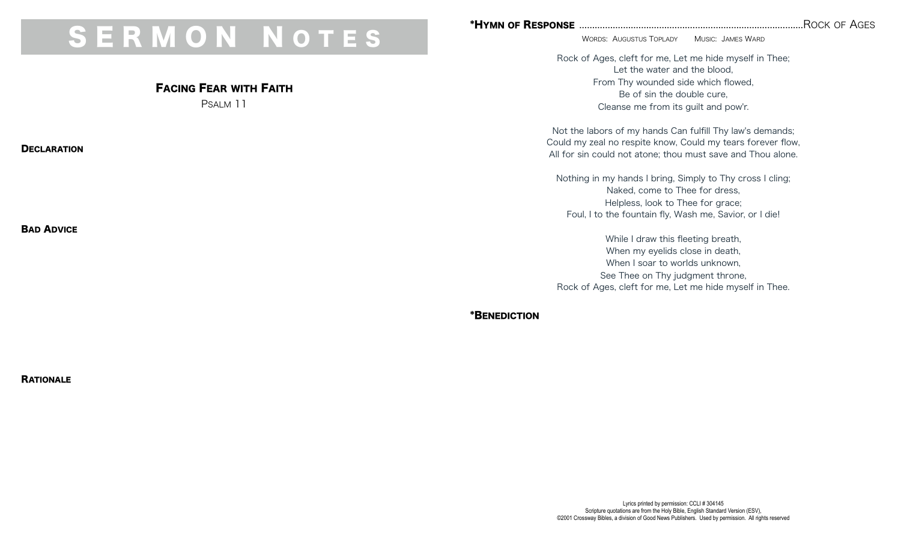# Sermon Notes

## Facing Fear with Faith

Psalm 11

**Declaration**

**Bad Advice**

**Rationale**

**\*Hymn of Response** ............................................................ Rock of Ages

Words: Augustus Toplady     Music: James Ward

Rock of Ages, cleft for me, Let me hide myself in Thee;
Let the water and the blood,
From Thy wounded side which flowed,
Be of sin the double cure,
Cleanse me from its guilt and pow'r.

Not the labors of my hands Can fulfill Thy law's demands;
Could my zeal no respite know, Could my tears forever flow,
All for sin could not atone; thou must save and Thou alone.

Nothing in my hands I bring, Simply to Thy cross I cling;
Naked, come to Thee for dress,
Helpless, look to Thee for grace;
Foul, I to the fountain fly, Wash me, Savior, or I die!

While I draw this fleeting breath,
When my eyelids close in death,
When I soar to worlds unknown,
See Thee on Thy judgment throne,
Rock of Ages, cleft for me, Let me hide myself in Thee.

**\*Benediction**

Lyrics printed by permission: CCLI # 304145
Scripture quotations are from the Holy Bible, English Standard Version (ESV),
©2001 Crossway Bibles, a division of Good News Publishers. Used by permission. All rights reserved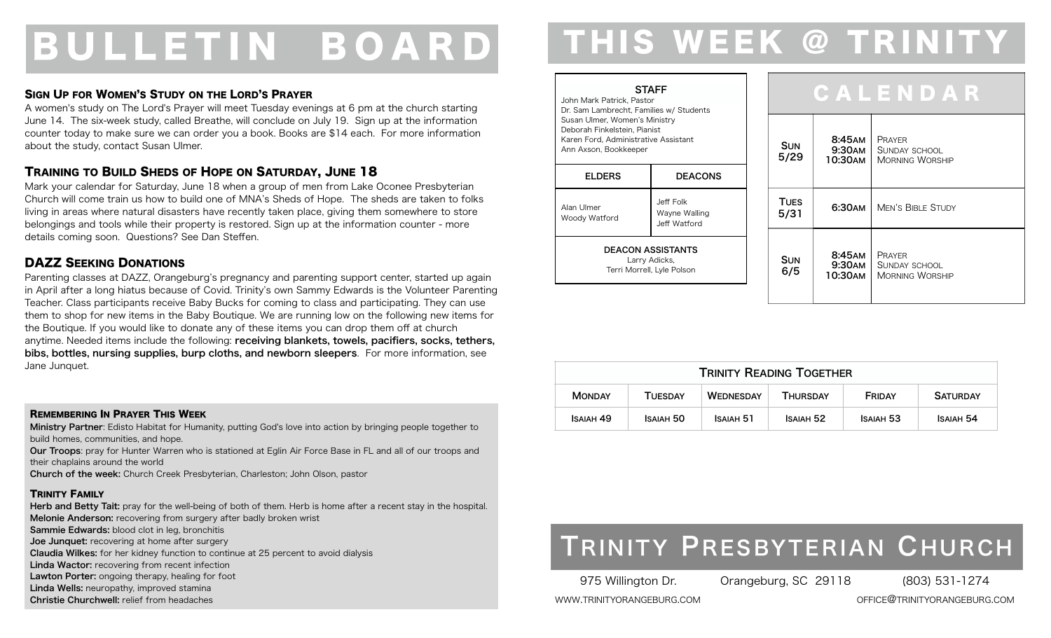# BULLETIN BOARD

### Sign Up for Women's Study on the Lord's Prayer

A women's study on The Lord's Prayer will meet Tuesday evenings at 6 pm at the church starting June 14. The six-week study, called Breathe, will conclude on July 19. Sign up at the information counter today to make sure we can order you a book. Books are $14 each. For more information about the study, contact Susan Ulmer.

### Training to Build Sheds of Hope on Saturday, June 18

Mark your calendar for Saturday, June 18 when a group of men from Lake Oconee Presbyterian Church will come train us how to build one of MNA's Sheds of Hope. The sheds are taken to folks living in areas where natural disasters have recently taken place, giving them somewhere to store belongings and tools while their property is restored. Sign up at the information counter - more details coming soon. Questions? See Dan Steffen.

### DAZZ Seeking Donations

Parenting classes at DAZZ, Orangeburg's pregnancy and parenting support center, started up again in April after a long hiatus because of Covid. Trinity's own Sammy Edwards is the Volunteer Parenting Teacher. Class participants receive Baby Bucks for coming to class and participating. They can use them to shop for new items in the Baby Boutique. We are running low on the following new items for the Boutique. If you would like to donate any of these items you can drop them off at church anytime. Needed items include the following: **receiving blankets, towels, pacifiers, socks, tethers, bibs, bottles, nursing supplies, burp cloths, and newborn sleepers**. For more information, see Jane Junquet.

#### Remembering In Prayer This Week

**Ministry Partner**: Edisto Habitat for Humanity, putting God's love into action by bringing people together to build homes, communities, and hope.
**Our Troops**: pray for Hunter Warren who is stationed at Eglin Air Force Base in FL and all of our troops and their chaplains around the world
**Church of the week:** Church Creek Presbyterian, Charleston; John Olson, pastor

#### Trinity Family

**Herb and Betty Tait:** pray for the well-being of both of them. Herb is home after a recent stay in the hospital.
**Melonie Anderson:** recovering from surgery after badly broken wrist
**Sammie Edwards:** blood clot in leg, bronchitis
**Joe Junquet:** recovering at home after surgery
**Claudia Wilkes:** for her kidney function to continue at 25 percent to avoid dialysis
**Linda Wactor:** recovering from recent infection
**Lawton Porter:** ongoing therapy, healing for foot
**Linda Wells:** neuropathy, improved stamina
**Christie Churchwell:** relief from headaches

# THIS WEEK @ TRINITY

**STAFF**
John Mark Patrick, Pastor
Dr. Sam Lambrecht, Families w/ Students
Susan Ulmer, Women's Ministry
Deborah Finkelstein, Pianist
Karen Ford, Administrative Assistant
Ann Axson, Bookkeeper

| ELDERS | DEACONS |
|---|---|
| Alan Ulmer<br>Woody Watford | Jeff Folk<br>Wayne Walling<br>Jeff Watford |

**DEACON ASSISTANTS**
Larry Adicks,
Terri Morrell, Lyle Polson

## CALENDAR

| | | |
|---|---|---|
| Sun 5/29 | 8:45am<br>9:30am<br>10:30am | Prayer<br>Sunday school<br>Morning Worship |
| Tues 5/31 | 6:30am | Men's Bible Study |
| Sun 6/5 | 8:45am<br>9:30am<br>10:30am | Prayer<br>Sunday school<br>Morning Worship |

**Trinity Reading Together**

| Monday | Tuesday | Wednesday | Thursday | Friday | Saturday |
|---|---|---|---|---|---|
| Isaiah 49 | Isaiah 50 | Isaiah 51 | Isaiah 52 | Isaiah 53 | Isaiah 54 |

## Trinity Presbyterian Church

975 Willington Dr. Orangeburg, SC 29118 (803) 531-1274

WWW.TRINITYORANGEBURG.COM OFFICE@TRINITYORANGEBURG.COM